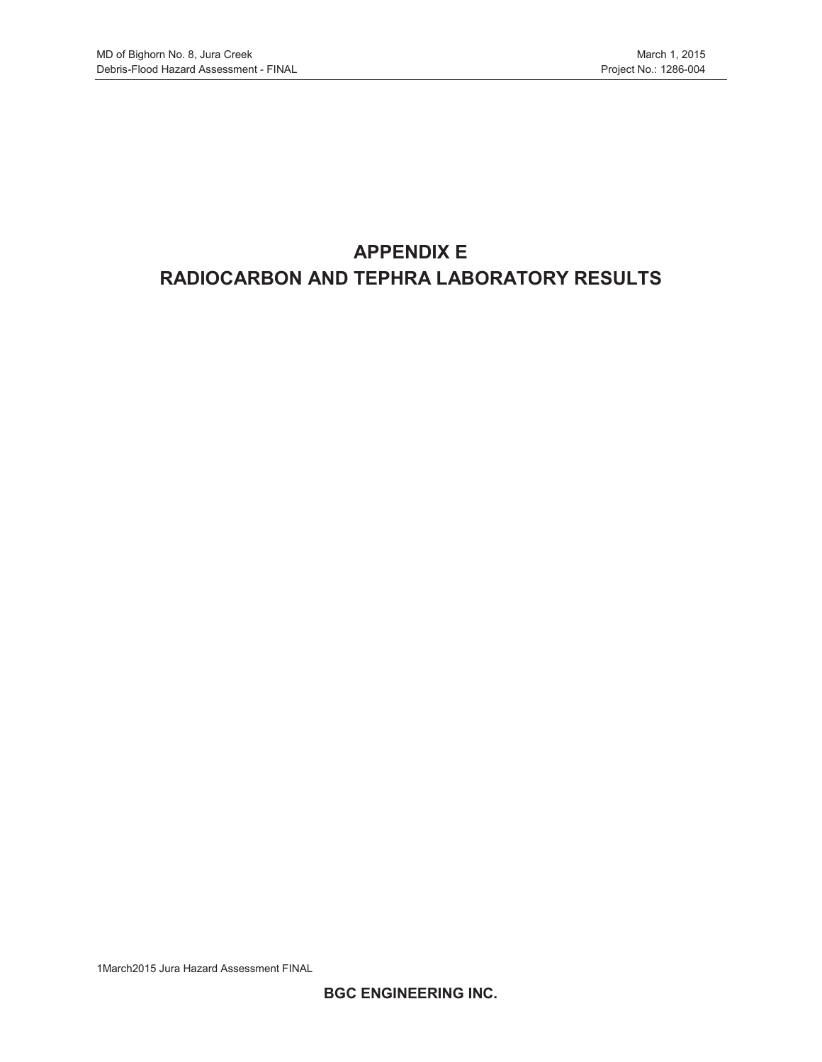# APPENDIX E
# RADIOCARBON AND TEPHRA LABORATORY RESULTS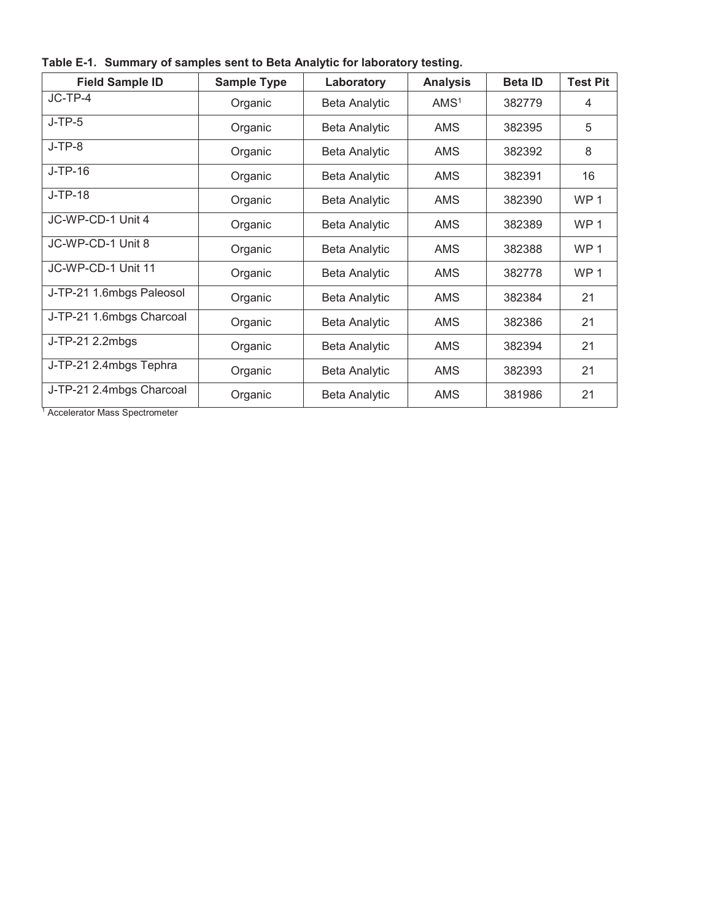**Table E-1. Summary of samples sent to Beta Analytic for laboratory testing.**

| Field Sample ID | Sample Type | Laboratory | Analysis | Beta ID | Test Pit |
|---|---|---|---|---|---|
| JC-TP-4 | Organic | Beta Analytic | AMS[1] | 382779 | 4 |
| J-TP-5 | Organic | Beta Analytic | AMS | 382395 | 5 |
| J-TP-8 | Organic | Beta Analytic | AMS | 382392 | 8 |
| J-TP-16 | Organic | Beta Analytic | AMS | 382391 | 16 |
| J-TP-18 | Organic | Beta Analytic | AMS | 382390 | WP 1 |
| JC-WP-CD-1 Unit 4 | Organic | Beta Analytic | AMS | 382389 | WP 1 |
| JC-WP-CD-1 Unit 8 | Organic | Beta Analytic | AMS | 382388 | WP 1 |
| JC-WP-CD-1 Unit 11 | Organic | Beta Analytic | AMS | 382778 | WP 1 |
| J-TP-21 1.6mbgs Paleosol | Organic | Beta Analytic | AMS | 382384 | 21 |
| J-TP-21 1.6mbgs Charcoal | Organic | Beta Analytic | AMS | 382386 | 21 |
| J-TP-21 2.2mbgs | Organic | Beta Analytic | AMS | 382394 | 21 |
| J-TP-21 2.4mbgs Tephra | Organic | Beta Analytic | AMS | 382393 | 21 |
| J-TP-21 2.4mbgs Charcoal | Organic | Beta Analytic | AMS | 381986 | 21 |

[1] Accelerator Mass Spectrometer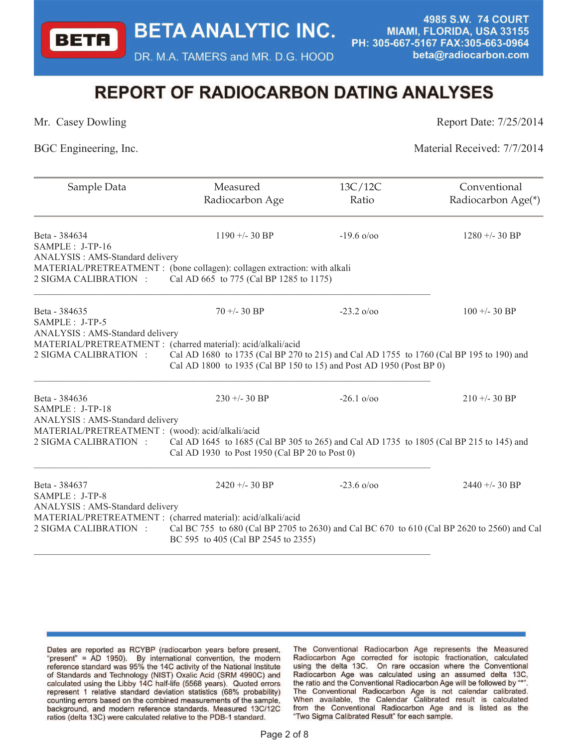# BETA ANALYTIC INC.

DR. M.A. TAMERS and MR. D.G. HOOD

4985 S.W. 74 COURT
MIAMI, FLORIDA, USA 33155
PH: 305-667-5167 FAX:305-663-0964
beta@radiocarbon.com

## REPORT OF RADIOCARBON DATING ANALYSES

Mr. Casey Dowling — Report Date: 7/25/2014

BGC Engineering, Inc. — Material Received: 7/7/2014

| Sample Data | Measured Radiocarbon Age | 13C/12C Ratio | Conventional Radiocarbon Age(*) |
|---|---|---|---|
| Beta - 384634 | 1190 +/- 30 BP | -19.6 o/oo | 1280 +/- 30 BP |

SAMPLE : J-TP-16
ANALYSIS : AMS-Standard delivery
MATERIAL/PRETREATMENT : (bone collagen): collagen extraction: with alkali
2 SIGMA CALIBRATION : Cal AD 665 to 775 (Cal BP 1285 to 1175)

---

| Sample Data | Measured Radiocarbon Age | 13C/12C Ratio | Conventional Radiocarbon Age(*) |
|---|---|---|---|
| Beta - 384635 | 70 +/- 30 BP | -23.2 o/oo | 100 +/- 30 BP |

SAMPLE : J-TP-5
ANALYSIS : AMS-Standard delivery
MATERIAL/PRETREATMENT : (charred material): acid/alkali/acid
2 SIGMA CALIBRATION : Cal AD 1680 to 1735 (Cal BP 270 to 215) and Cal AD 1755 to 1760 (Cal BP 195 to 190) and Cal AD 1800 to 1935 (Cal BP 150 to 15) and Post AD 1950 (Post BP 0)

---

| Sample Data | Measured Radiocarbon Age | 13C/12C Ratio | Conventional Radiocarbon Age(*) |
|---|---|---|---|
| Beta - 384636 | 230 +/- 30 BP | -26.1 o/oo | 210 +/- 30 BP |

SAMPLE : J-TP-18
ANALYSIS : AMS-Standard delivery
MATERIAL/PRETREATMENT : (wood): acid/alkali/acid
2 SIGMA CALIBRATION : Cal AD 1645 to 1685 (Cal BP 305 to 265) and Cal AD 1735 to 1805 (Cal BP 215 to 145) and Cal AD 1930 to Post 1950 (Cal BP 20 to Post 0)

---

| Sample Data | Measured Radiocarbon Age | 13C/12C Ratio | Conventional Radiocarbon Age(*) |
|---|---|---|---|
| Beta - 384637 | 2420 +/- 30 BP | -23.6 o/oo | 2440 +/- 30 BP |

SAMPLE : J-TP-8
ANALYSIS : AMS-Standard delivery
MATERIAL/PRETREATMENT : (charred material): acid/alkali/acid
2 SIGMA CALIBRATION : Cal BC 755 to 680 (Cal BP 2705 to 2630) and Cal BC 670 to 610 (Cal BP 2620 to 2560) and Cal BC 595 to 405 (Cal BP 2545 to 2355)

---

Dates are reported as RCYBP (radiocarbon years before present, "present" = AD 1950). By international convention, the modern reference standard was 95% the 14C activity of the National Institute of Standards and Technology (NIST) Oxalic Acid (SRM 4990C) and calculated using the Libby 14C half-life (5568 years). Quoted errors represent 1 relative standard deviation statistics (68% probability) counting errors based on the combined measurements of the sample, background, and modern reference standards. Measured 13C/12C ratios (delta 13C) were calculated relative to the PDB-1 standard.

The Conventional Radiocarbon Age represents the Measured Radiocarbon Age corrected for isotopic fractionation, calculated using the delta 13C. On rare occasion where the Conventional Radiocarbon Age was calculated using an assumed delta 13C, the ratio and the Conventional Radiocarbon Age will be followed by "*". The Conventional Radiocarbon Age is not calendar calibrated. When available, the Calendar Calibrated result is calculated from the Conventional Radiocarbon Age and is listed as the "Two Sigma Calibrated Result" for each sample.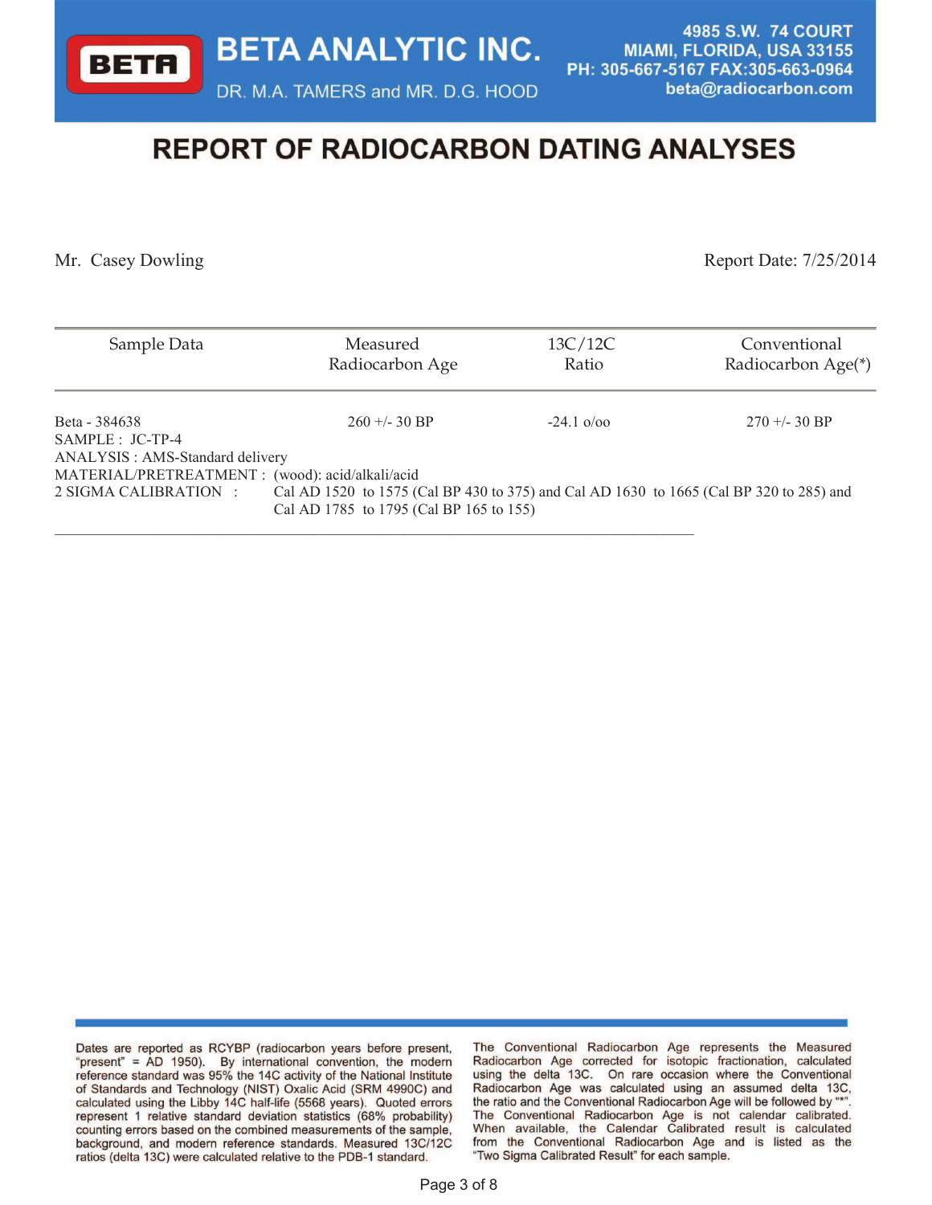**BETA ANALYTIC INC.**

DR. M.A. TAMERS and MR. D.G. HOOD

4985 S.W. 74 COURT
MIAMI, FLORIDA, USA 33155
PH: 305-667-5167 FAX:305-663-0964
beta@radiocarbon.com

# REPORT OF RADIOCARBON DATING ANALYSES

Mr. Casey Dowling

Report Date: 7/25/2014

| Sample Data | Measured Radiocarbon Age | 13C/12C Ratio | Conventional Radiocarbon Age(*) |
|---|---|---|---|
| Beta - 384638 | 260 +/- 30 BP | -24.1 o/oo | 270 +/- 30 BP |

SAMPLE : JC-TP-4
ANALYSIS : AMS-Standard delivery
MATERIAL/PRETREATMENT : (wood): acid/alkali/acid
2 SIGMA CALIBRATION : Cal AD 1520 to 1575 (Cal BP 430 to 375) and Cal AD 1630 to 1665 (Cal BP 320 to 285) and Cal AD 1785 to 1795 (Cal BP 165 to 155)

---

Dates are reported as RCYBP (radiocarbon years before present, "present" = AD 1950). By international convention, the modern reference standard was 95% the 14C activity of the National Institute of Standards and Technology (NIST) Oxalic Acid (SRM 4990C) and calculated using the Libby 14C half-life (5568 years). Quoted errors represent 1 relative standard deviation statistics (68% probability) counting errors based on the combined measurements of the sample, background, and modern reference standards. Measured 13C/12C ratios (delta 13C) were calculated relative to the PDB-1 standard.

The Conventional Radiocarbon Age represents the Measured Radiocarbon Age corrected for isotopic fractionation, calculated using the delta 13C. On rare occasion where the Conventional Radiocarbon Age was calculated using an assumed delta 13C, the ratio and the Conventional Radiocarbon Age will be followed by "*". The Conventional Radiocarbon Age is not calendar calibrated. When available, the Calendar Calibrated result is calculated from the Conventional Radiocarbon Age and is listed as the "Two Sigma Calibrated Result" for each sample.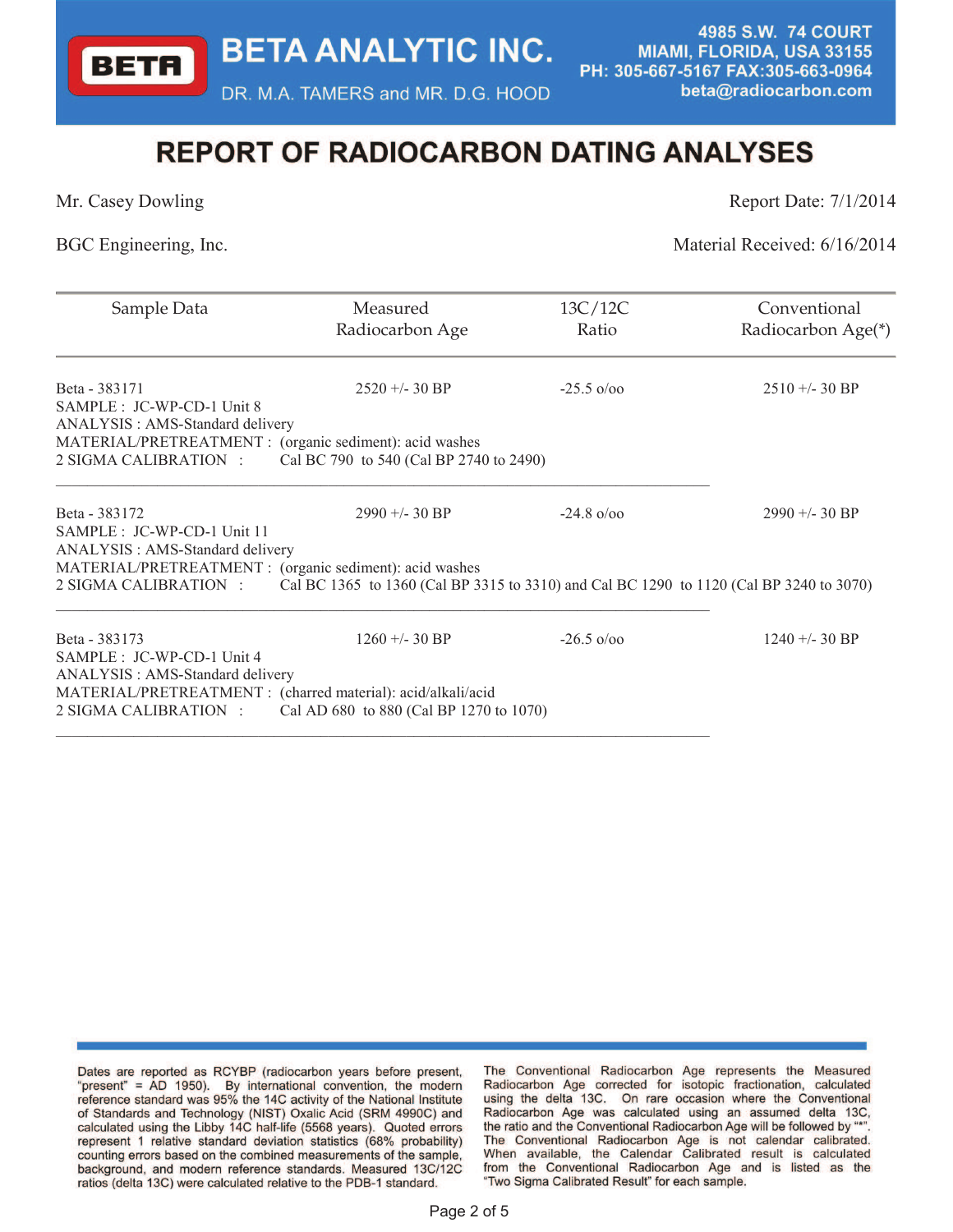# BETA ANALYTIC INC.

DR. M.A. TAMERS and MR. D.G. HOOD

4985 S.W. 74 COURT
MIAMI, FLORIDA, USA 33155
PH: 305-667-5167 FAX:305-663-0964
beta@radiocarbon.com

## REPORT OF RADIOCARBON DATING ANALYSES

Mr. Casey Dowling — Report Date: 7/1/2014

BGC Engineering, Inc. — Material Received: 6/16/2014

| Sample Data | Measured Radiocarbon Age | 13C/12C Ratio | Conventional Radiocarbon Age(*) |
|---|---|---|---|
| Beta - 383171 | 2520 +/- 30 BP | -25.5 o/oo | 2510 +/- 30 BP |
| Beta - 383172 | 2990 +/- 30 BP | -24.8 o/oo | 2990 +/- 30 BP |
| Beta - 383173 | 1260 +/- 30 BP | -26.5 o/oo | 1240 +/- 30 BP |

**Beta - 383171**
SAMPLE : JC-WP-CD-1 Unit 8
ANALYSIS : AMS-Standard delivery
MATERIAL/PRETREATMENT : (organic sediment): acid washes
2 SIGMA CALIBRATION : Cal BC 790 to 540 (Cal BP 2740 to 2490)

**Beta - 383172**
SAMPLE : JC-WP-CD-1 Unit 11
ANALYSIS : AMS-Standard delivery
MATERIAL/PRETREATMENT : (organic sediment): acid washes
2 SIGMA CALIBRATION : Cal BC 1365 to 1360 (Cal BP 3315 to 3310) and Cal BC 1290 to 1120 (Cal BP 3240 to 3070)

**Beta - 383173**
SAMPLE : JC-WP-CD-1 Unit 4
ANALYSIS : AMS-Standard delivery
MATERIAL/PRETREATMENT : (charred material): acid/alkali/acid
2 SIGMA CALIBRATION : Cal AD 680 to 880 (Cal BP 1270 to 1070)

Dates are reported as RCYBP (radiocarbon years before present, "present" = AD 1950). By international convention, the modern reference standard was 95% the 14C activity of the National Institute of Standards and Technology (NIST) Oxalic Acid (SRM 4990C) and calculated using the Libby 14C half-life (5568 years). Quoted errors represent 1 relative standard deviation statistics (68% probability) counting errors based on the combined measurements of the sample, background, and modern reference standards. Measured 13C/12C ratios (delta 13C) were calculated relative to the PDB-1 standard.

The Conventional Radiocarbon Age represents the Measured Radiocarbon Age corrected for isotopic fractionation, calculated using the delta 13C. On rare occasion where the Conventional Radiocarbon Age was calculated using an assumed delta 13C, the ratio and the Conventional Radiocarbon Age will be followed by "*". The Conventional Radiocarbon Age is not calendar calibrated. When available, the Calendar Calibrated result is calculated from the Conventional Radiocarbon Age and is listed as the "Two Sigma Calibrated Result" for each sample.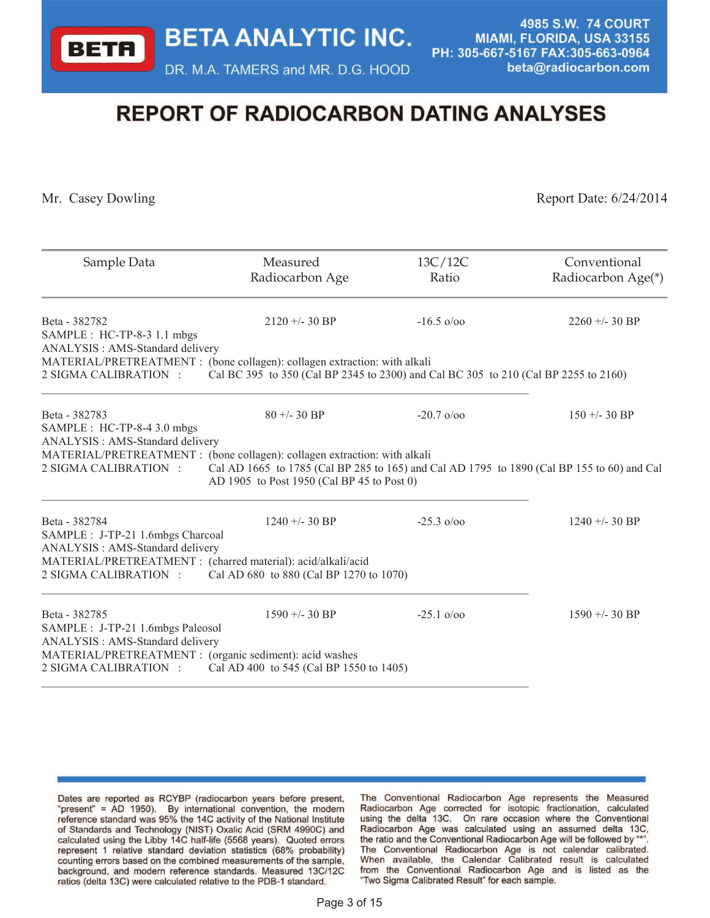# BETA ANALYTIC INC.

DR. M.A. TAMERS and MR. D.G. HOOD

4985 S.W. 74 COURT
MIAMI, FLORIDA, USA 33155
PH: 305-667-5167 FAX:305-663-0964
beta@radiocarbon.com

## REPORT OF RADIOCARBON DATING ANALYSES

Mr. Casey Dowling

Report Date: 6/24/2014

| Sample Data | Measured Radiocarbon Age | 13C/12C Ratio | Conventional Radiocarbon Age(*) |
|---|---|---|---|
| Beta - 382782 | 2120 +/- 30 BP | -16.5 o/oo | 2260 +/- 30 BP |

SAMPLE : HC-TP-8-3 1.1 mbgs
ANALYSIS : AMS-Standard delivery
MATERIAL/PRETREATMENT : (bone collagen): collagen extraction: with alkali
2 SIGMA CALIBRATION : Cal BC 395 to 350 (Cal BP 2345 to 2300) and Cal BC 305 to 210 (Cal BP 2255 to 2160)

---

| Sample Data | Measured Radiocarbon Age | 13C/12C Ratio | Conventional Radiocarbon Age(*) |
|---|---|---|---|
| Beta - 382783 | 80 +/- 30 BP | -20.7 o/oo | 150 +/- 30 BP |

SAMPLE : HC-TP-8-4 3.0 mbgs
ANALYSIS : AMS-Standard delivery
MATERIAL/PRETREATMENT : (bone collagen): collagen extraction: with alkali
2 SIGMA CALIBRATION : Cal AD 1665 to 1785 (Cal BP 285 to 165) and Cal AD 1795 to 1890 (Cal BP 155 to 60) and Cal AD 1905 to Post 1950 (Cal BP 45 to Post 0)

---

| Sample Data | Measured Radiocarbon Age | 13C/12C Ratio | Conventional Radiocarbon Age(*) |
|---|---|---|---|
| Beta - 382784 | 1240 +/- 30 BP | -25.3 o/oo | 1240 +/- 30 BP |

SAMPLE : J-TP-21 1.6mbgs Charcoal
ANALYSIS : AMS-Standard delivery
MATERIAL/PRETREATMENT : (charred material): acid/alkali/acid
2 SIGMA CALIBRATION : Cal AD 680 to 880 (Cal BP 1270 to 1070)

---

| Sample Data | Measured Radiocarbon Age | 13C/12C Ratio | Conventional Radiocarbon Age(*) |
|---|---|---|---|
| Beta - 382785 | 1590 +/- 30 BP | -25.1 o/oo | 1590 +/- 30 BP |

SAMPLE : J-TP-21 1.6mbgs Paleosol
ANALYSIS : AMS-Standard delivery
MATERIAL/PRETREATMENT : (organic sediment): acid washes
2 SIGMA CALIBRATION : Cal AD 400 to 545 (Cal BP 1550 to 1405)

---

Dates are reported as RCYBP (radiocarbon years before present, "present" = AD 1950). By international convention, the modern reference standard was 95% the 14C activity of the National Institute of Standards and Technology (NIST) Oxalic Acid (SRM 4990C) and calculated using the Libby 14C half-life (5568 years). Quoted errors represent 1 relative standard deviation statistics (68% probability) counting errors based on the combined measurements of the sample, background, and modern reference standards. Measured 13C/12C ratios (delta 13C) were calculated relative to the PDB-1 standard.

The Conventional Radiocarbon Age represents the Measured Radiocarbon Age corrected for isotopic fractionation, calculated using the delta 13C. On rare occasion where the Conventional Radiocarbon Age was calculated using an assumed delta 13C, the ratio and the Conventional Radiocarbon Age will be followed by "*". The Conventional Radiocarbon Age is not calendar calibrated. When available, the Calendar Calibrated result is calculated from the Conventional Radiocarbon Age and is listed as the "Two Sigma Calibrated Result" for each sample.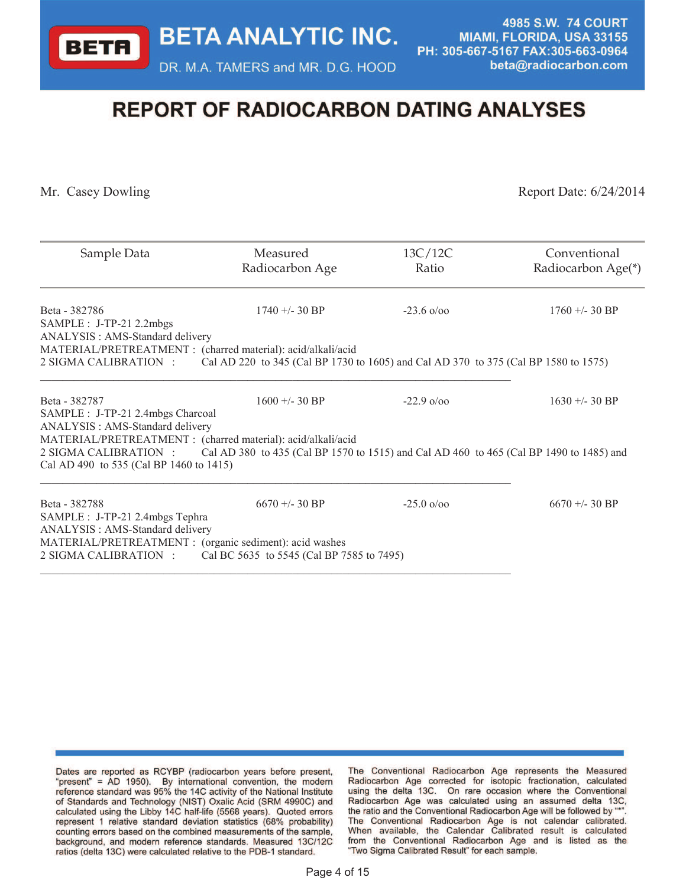# BETA ANALYTIC INC.

DR. M.A. TAMERS and MR. D.G. HOOD

4985 S.W. 74 COURT
MIAMI, FLORIDA, USA 33155
PH: 305-667-5167 FAX:305-663-0964
beta@radiocarbon.com

## REPORT OF RADIOCARBON DATING ANALYSES

Mr. Casey Dowling

Report Date: 6/24/2014

| Sample Data | Measured Radiocarbon Age | 13C/12C Ratio | Conventional Radiocarbon Age(*) |
|---|---|---|---|
| Beta - 382786 | 1740 +/- 30 BP | -23.6 o/oo | 1760 +/- 30 BP |

SAMPLE : J-TP-21 2.2mbgs
ANALYSIS : AMS-Standard delivery
MATERIAL/PRETREATMENT : (charred material): acid/alkali/acid
2 SIGMA CALIBRATION : Cal AD 220 to 345 (Cal BP 1730 to 1605) and Cal AD 370 to 375 (Cal BP 1580 to 1575)

---

| Sample Data | Measured Radiocarbon Age | 13C/12C Ratio | Conventional Radiocarbon Age(*) |
|---|---|---|---|
| Beta - 382787 | 1600 +/- 30 BP | -22.9 o/oo | 1630 +/- 30 BP |

SAMPLE : J-TP-21 2.4mbgs Charcoal
ANALYSIS : AMS-Standard delivery
MATERIAL/PRETREATMENT : (charred material): acid/alkali/acid
2 SIGMA CALIBRATION : Cal AD 380 to 435 (Cal BP 1570 to 1515) and Cal AD 460 to 465 (Cal BP 1490 to 1485) and Cal AD 490 to 535 (Cal BP 1460 to 1415)

---

| Sample Data | Measured Radiocarbon Age | 13C/12C Ratio | Conventional Radiocarbon Age(*) |
|---|---|---|---|
| Beta - 382788 | 6670 +/- 30 BP | -25.0 o/oo | 6670 +/- 30 BP |

SAMPLE : J-TP-21 2.4mbgs Tephra
ANALYSIS : AMS-Standard delivery
MATERIAL/PRETREATMENT : (organic sediment): acid washes
2 SIGMA CALIBRATION : Cal BC 5635 to 5545 (Cal BP 7585 to 7495)

---

Dates are reported as RCYBP (radiocarbon years before present, "present" = AD 1950). By international convention, the modern reference standard was 95% the 14C activity of the National Institute of Standards and Technology (NIST) Oxalic Acid (SRM 4990C) and calculated using the Libby 14C half-life (5568 years). Quoted errors represent 1 relative standard deviation statistics (68% probability) counting errors based on the combined measurements of the sample, background, and modern reference standards. Measured 13C/12C ratios (delta 13C) were calculated relative to the PDB-1 standard.

The Conventional Radiocarbon Age represents the Measured Radiocarbon Age corrected for isotopic fractionation, calculated using the delta 13C. On rare occasion where the Conventional Radiocarbon Age was calculated using an assumed delta 13C, the ratio and the Conventional Radiocarbon Age will be followed by "*". The Conventional Radiocarbon Age is not calendar calibrated. When available, the Calendar Calibrated result is calculated from the Conventional Radiocarbon Age and is listed as the "Two Sigma Calibrated Result" for each sample.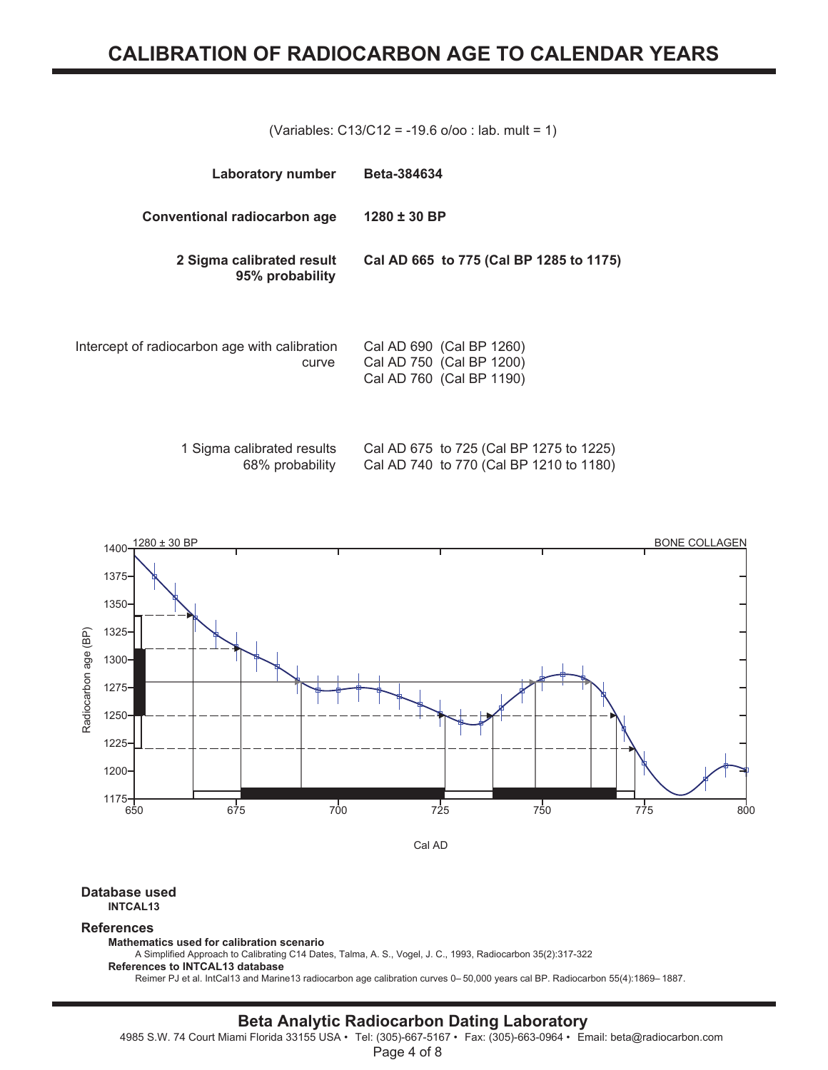# CALIBRATION OF RADIOCARBON AGE TO CALENDAR YEARS

(Variables: C13/C12 = -19.6 o/oo : lab. mult = 1)

| | |
|---|---|
| **Laboratory number** | **Beta-384634** |
| **Conventional radiocarbon age** | **1280 ± 30 BP** |
| **2 Sigma calibrated result 95% probability** | **Cal AD 665 to 775 (Cal BP 1285 to 1175)** |
| Intercept of radiocarbon age with calibration curve | Cal AD 690 (Cal BP 1260)<br>Cal AD 750 (Cal BP 1200)<br>Cal AD 760 (Cal BP 1190) |
| 1 Sigma calibrated results 68% probability | Cal AD 675 to 725 (Cal BP 1275 to 1225)<br>Cal AD 740 to 770 (Cal BP 1210 to 1180) |

1280 ± 30 BP — BONE COLLAGEN

Radiocarbon age (BP) vs. Cal AD

**Database used**
**INTCAL13**

**References**

**Mathematics used for calibration scenario**
A Simplified Approach to Calibrating C14 Dates, Talma, A. S., Vogel, J. C., 1993, Radiocarbon 35(2):317-322

**References to INTCAL13 database**
Reimer PJ et al. IntCal13 and Marine13 radiocarbon age calibration curves 0– 50,000 years cal BP. Radiocarbon 55(4):1869– 1887.

**Beta Analytic Radiocarbon Dating Laboratory**
4985 S.W. 74 Court Miami Florida 33155 USA • Tel: (305)-667-5167 • Fax: (305)-663-0964 • Email: beta@radiocarbon.com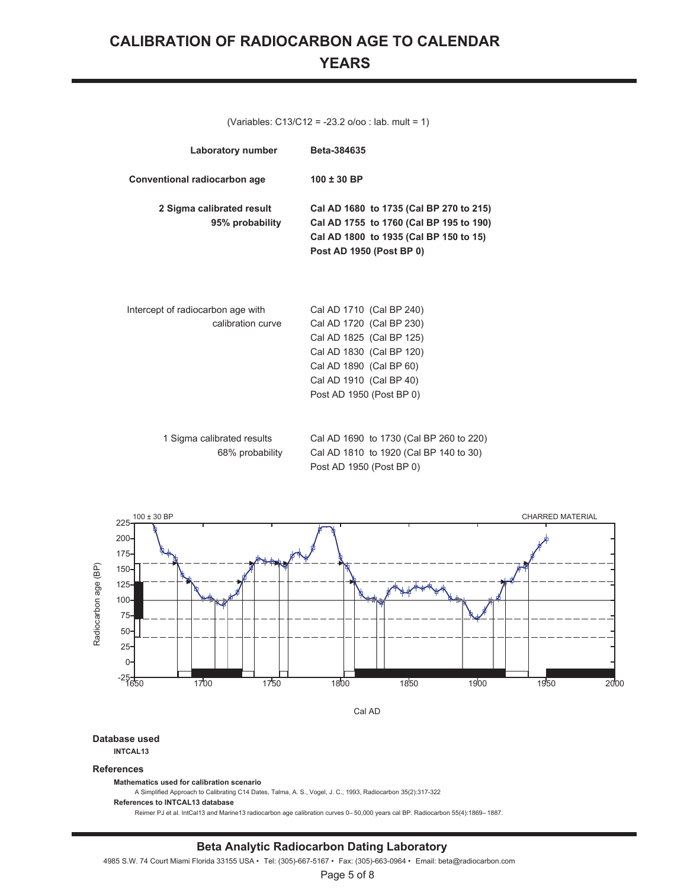# CALIBRATION OF RADIOCARBON AGE TO CALENDAR YEARS

(Variables: C13/C12 = -23.2 o/oo : lab. mult = 1)

| | |
|---|---|
| **Laboratory number** | **Beta-384635** |
| **Conventional radiocarbon age** | **100 ± 30 BP** |
| **2 Sigma calibrated result** **95% probability** | **Cal AD 1680 to 1735 (Cal BP 270 to 215)** **Cal AD 1755 to 1760 (Cal BP 195 to 190)** **Cal AD 1800 to 1935 (Cal BP 150 to 15)** **Post AD 1950 (Post BP 0)** |
| Intercept of radiocarbon age with calibration curve | Cal AD 1710 (Cal BP 240) Cal AD 1720 (Cal BP 230) Cal AD 1825 (Cal BP 125) Cal AD 1830 (Cal BP 120) Cal AD 1890 (Cal BP 60) Cal AD 1910 (Cal BP 40) Post AD 1950 (Post BP 0) |
| 1 Sigma calibrated results 68% probability | Cal AD 1690 to 1730 (Cal BP 260 to 220) Cal AD 1810 to 1920 (Cal BP 140 to 30) Post AD 1950 (Post BP 0) |

100 ± 30 BP — CHARRED MATERIAL

Radiocarbon age (BP) vs. Cal AD

**Database used**

**INTCAL13**

**References**

**Mathematics used for calibration scenario**

A Simplified Approach to Calibrating C14 Dates, Talma, A. S., Vogel, J. C., 1993, Radiocarbon 35(2):317-322

**References to INTCAL13 database**

Reimer PJ et al. IntCal13 and Marine13 radiocarbon age calibration curves 0– 50,000 years cal BP. Radiocarbon 55(4):1869– 1887.

**Beta Analytic Radiocarbon Dating Laboratory**

4985 S.W. 74 Court Miami Florida 33155 USA • Tel: (305)-667-5167 • Fax: (305)-663-0964 • Email: beta@radiocarbon.com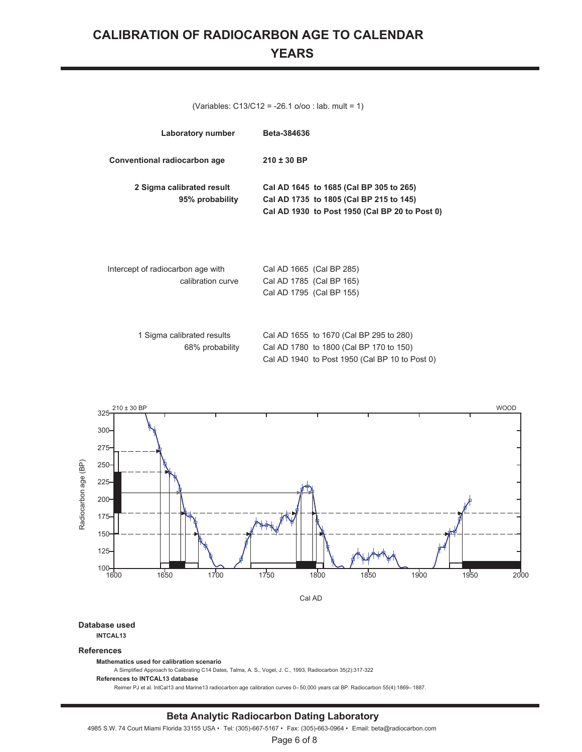# CALIBRATION OF RADIOCARBON AGE TO CALENDAR YEARS

(Variables: C13/C12 = -26.1 o/oo : lab. mult = 1)

| | |
|---|---|
| **Laboratory number** | **Beta-384636** |
| **Conventional radiocarbon age** | **210 ± 30 BP** |
| **2 Sigma calibrated result** **95% probability** | **Cal AD 1645 to 1685 (Cal BP 305 to 265)** **Cal AD 1735 to 1805 (Cal BP 215 to 145)** **Cal AD 1930 to Post 1950 (Cal BP 20 to Post 0)** |
| Intercept of radiocarbon age with calibration curve | Cal AD 1665 (Cal BP 285) Cal AD 1785 (Cal BP 165) Cal AD 1795 (Cal BP 155) |
| 1 Sigma calibrated results 68% probability | Cal AD 1655 to 1670 (Cal BP 295 to 280) Cal AD 1780 to 1800 (Cal BP 170 to 150) Cal AD 1940 to Post 1950 (Cal BP 10 to Post 0) |

210 ± 30 BP — WOOD

Radiocarbon age (BP) vs. Cal AD

**Database used**

**INTCAL13**

**References**

**Mathematics used for calibration scenario**

A Simplified Approach to Calibrating C14 Dates, Talma, A. S., Vogel, J. C., 1993, Radiocarbon 35(2):317-322

**References to INTCAL13 database**

Reimer PJ et al. IntCal13 and Marine13 radiocarbon age calibration curves 0– 50,000 years cal BP. Radiocarbon 55(4):1869– 1887.

**Beta Analytic Radiocarbon Dating Laboratory**

4985 S.W. 74 Court Miami Florida 33155 USA • Tel: (305)-667-5167 • Fax: (305)-663-0964 • Email: beta@radiocarbon.com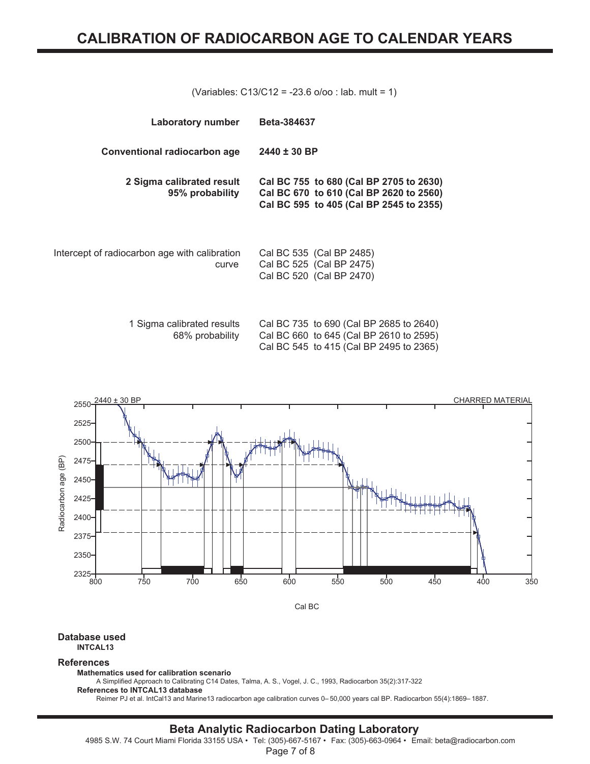# CALIBRATION OF RADIOCARBON AGE TO CALENDAR YEARS

(Variables: C13/C12 = -23.6 o/oo : lab. mult = 1)

| | |
|---|---|
| **Laboratory number** | **Beta-384637** |
| **Conventional radiocarbon age** | **2440 ± 30 BP** |
| **2 Sigma calibrated result 95% probability** | **Cal BC 755 to 680 (Cal BP 2705 to 2630)**<br>**Cal BC 670 to 610 (Cal BP 2620 to 2560)**<br>**Cal BC 595 to 405 (Cal BP 2545 to 2355)** |
| Intercept of radiocarbon age with calibration curve | Cal BC 535 (Cal BP 2485)<br>Cal BC 525 (Cal BP 2475)<br>Cal BC 520 (Cal BP 2470) |
| 1 Sigma calibrated results 68% probability | Cal BC 735 to 690 (Cal BP 2685 to 2640)<br>Cal BC 660 to 645 (Cal BP 2610 to 2595)<br>Cal BC 545 to 415 (Cal BP 2495 to 2365) |

2440 ± 30 BP

CHARRED MATERIAL

Radiocarbon age (BP)

Cal BC

**Database used**
**INTCAL13**

**References**

**Mathematics used for calibration scenario**
A Simplified Approach to Calibrating C14 Dates, Talma, A. S., Vogel, J. C., 1993, Radiocarbon 35(2):317-322

**References to INTCAL13 database**
Reimer PJ et al. IntCal13 and Marine13 radiocarbon age calibration curves 0– 50,000 years cal BP. Radiocarbon 55(4):1869– 1887.

**Beta Analytic Radiocarbon Dating Laboratory**
4985 S.W. 74 Court Miami Florida 33155 USA • Tel: (305)-667-5167 • Fax: (305)-663-0964 • Email: beta@radiocarbon.com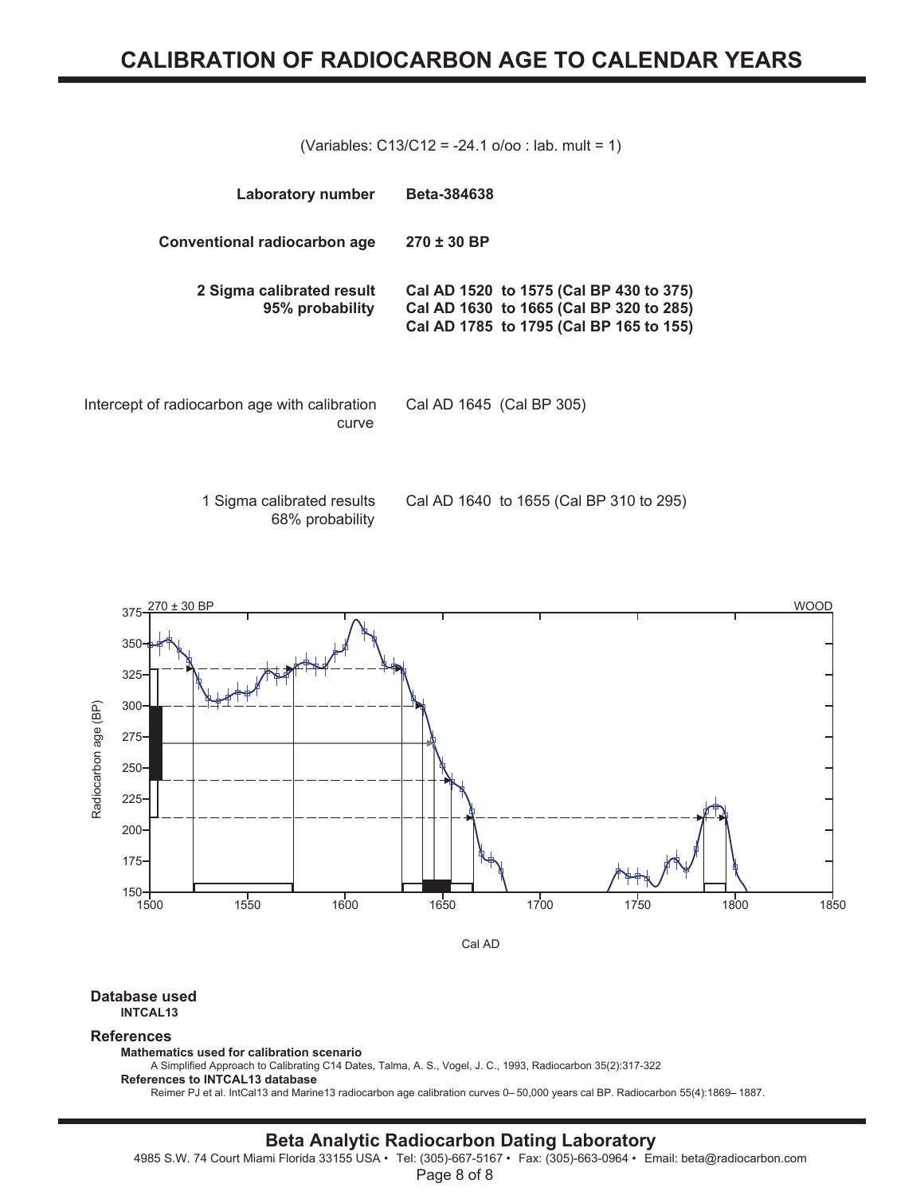# CALIBRATION OF RADIOCARBON AGE TO CALENDAR YEARS

(Variables: C13/C12 = -24.1 o/oo : lab. mult = 1)

| | |
|---|---|
| **Laboratory number** | **Beta-384638** |
| **Conventional radiocarbon age** | **270 ± 30 BP** |
| **2 Sigma calibrated result 95% probability** | **Cal AD 1520 to 1575 (Cal BP 430 to 375)**<br>**Cal AD 1630 to 1665 (Cal BP 320 to 285)**<br>**Cal AD 1785 to 1795 (Cal BP 165 to 155)** |
| Intercept of radiocarbon age with calibration curve | Cal AD 1645 (Cal BP 305) |
| 1 Sigma calibrated results 68% probability | Cal AD 1640 to 1655 (Cal BP 310 to 295) |

270 ± 30 BP — WOOD

Radiocarbon age (BP) vs. Cal AD

**Database used**
**INTCAL13**

**References**

**Mathematics used for calibration scenario**
A Simplified Approach to Calibrating C14 Dates, Talma, A. S., Vogel, J. C., 1993, Radiocarbon 35(2):317-322

**References to INTCAL13 database**
Reimer PJ et al. IntCal13 and Marine13 radiocarbon age calibration curves 0– 50,000 years cal BP. Radiocarbon 55(4):1869– 1887.

**Beta Analytic Radiocarbon Dating Laboratory**
4985 S.W. 74 Court Miami Florida 33155 USA • Tel: (305)-667-5167 • Fax: (305)-663-0964 • Email: beta@radiocarbon.com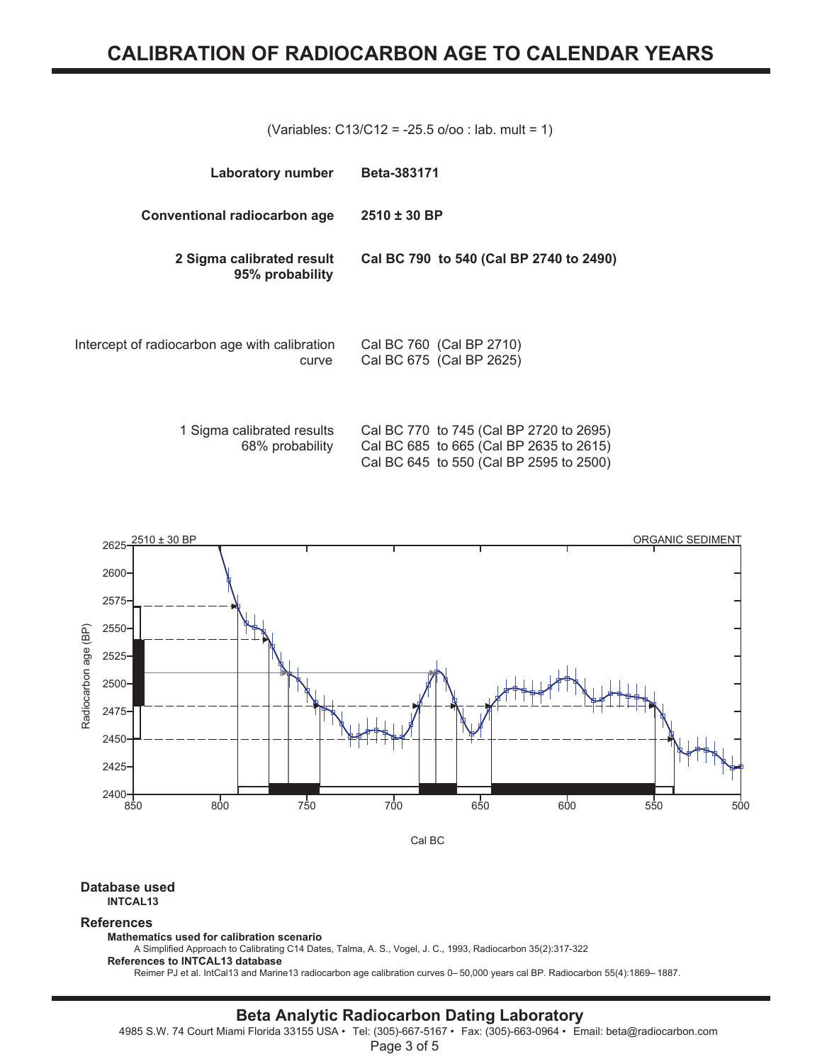# CALIBRATION OF RADIOCARBON AGE TO CALENDAR YEARS

(Variables: C13/C12 = -25.5 o/oo : lab. mult = 1)

| | |
|---|---|
| **Laboratory number** | **Beta-383171** |
| **Conventional radiocarbon age** | **2510 ± 30 BP** |
| **2 Sigma calibrated result 95% probability** | **Cal BC 790 to 540 (Cal BP 2740 to 2490)** |
| Intercept of radiocarbon age with calibration curve | Cal BC 760 (Cal BP 2710)<br>Cal BC 675 (Cal BP 2625) |
| 1 Sigma calibrated results 68% probability | Cal BC 770 to 745 (Cal BP 2720 to 2695)<br>Cal BC 685 to 665 (Cal BP 2635 to 2615)<br>Cal BC 645 to 550 (Cal BP 2595 to 2500) |

2510 ± 30 BP — ORGANIC SEDIMENT

Radiocarbon age (BP) vs. Cal BC

**Database used**
**INTCAL13**

**References**

**Mathematics used for calibration scenario**
A Simplified Approach to Calibrating C14 Dates, Talma, A. S., Vogel, J. C., 1993, Radiocarbon 35(2):317-322

**References to INTCAL13 database**
Reimer PJ et al. IntCal13 and Marine13 radiocarbon age calibration curves 0– 50,000 years cal BP. Radiocarbon 55(4):1869– 1887.

**Beta Analytic Radiocarbon Dating Laboratory**
4985 S.W. 74 Court Miami Florida 33155 USA • Tel: (305)-667-5167 • Fax: (305)-663-0964 • Email: beta@radiocarbon.com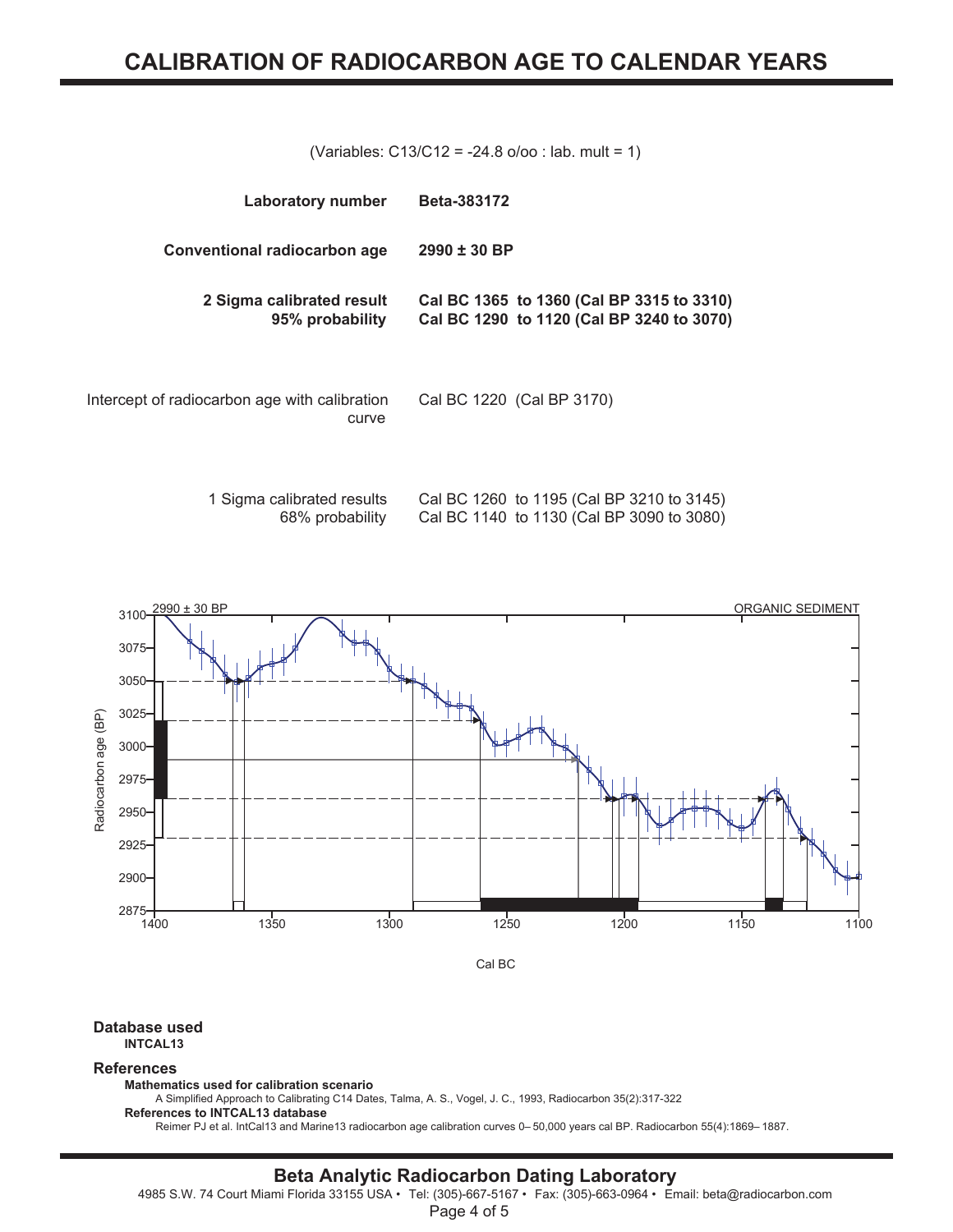# CALIBRATION OF RADIOCARBON AGE TO CALENDAR YEARS

(Variables: C13/C12 = -24.8 o/oo : lab. mult = 1)

| | |
|---|---|
| **Laboratory number** | **Beta-383172** |
| **Conventional radiocarbon age** | **2990 ± 30 BP** |
| **2 Sigma calibrated result 95% probability** | **Cal BC 1365 to 1360 (Cal BP 3315 to 3310)**<br>**Cal BC 1290 to 1120 (Cal BP 3240 to 3070)** |
| Intercept of radiocarbon age with calibration curve | Cal BC 1220 (Cal BP 3170) |
| 1 Sigma calibrated results 68% probability | Cal BC 1260 to 1195 (Cal BP 3210 to 3145)<br>Cal BC 1140 to 1130 (Cal BP 3090 to 3080) |

2990 ± 30 BP — ORGANIC SEDIMENT

Radiocarbon age (BP) vs. Cal BC

**Database used**
**INTCAL13**

**References**

**Mathematics used for calibration scenario**
A Simplified Approach to Calibrating C14 Dates, Talma, A. S., Vogel, J. C., 1993, Radiocarbon 35(2):317-322

**References to INTCAL13 database**
Reimer PJ et al. IntCal13 and Marine13 radiocarbon age calibration curves 0– 50,000 years cal BP. Radiocarbon 55(4):1869– 1887.

**Beta Analytic Radiocarbon Dating Laboratory**
4985 S.W. 74 Court Miami Florida 33155 USA • Tel: (305)-667-5167 • Fax: (305)-663-0964 • Email: beta@radiocarbon.com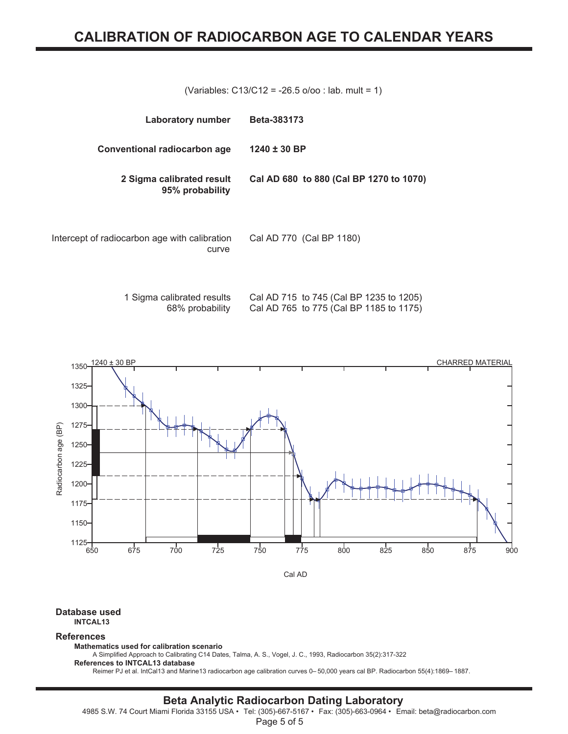# CALIBRATION OF RADIOCARBON AGE TO CALENDAR YEARS

(Variables: C13/C12 = -26.5 o/oo : lab. mult = 1)

| | |
|---|---|
| **Laboratory number** | **Beta-383173** |
| **Conventional radiocarbon age** | **1240 ± 30 BP** |
| **2 Sigma calibrated result 95% probability** | **Cal AD 680 to 880 (Cal BP 1270 to 1070)** |
| Intercept of radiocarbon age with calibration curve | Cal AD 770 (Cal BP 1180) |
| 1 Sigma calibrated results 68% probability | Cal AD 715 to 745 (Cal BP 1235 to 1205)<br>Cal AD 765 to 775 (Cal BP 1185 to 1175) |

1240 ± 30 BP — CHARRED MATERIAL

Radiocarbon age (BP)

Cal AD

**Database used**
**INTCAL13**

**References**

**Mathematics used for calibration scenario**
A Simplified Approach to Calibrating C14 Dates, Talma, A. S., Vogel, J. C., 1993, Radiocarbon 35(2):317-322

**References to INTCAL13 database**
Reimer PJ et al. IntCal13 and Marine13 radiocarbon age calibration curves 0– 50,000 years cal BP. Radiocarbon 55(4):1869– 1887.

**Beta Analytic Radiocarbon Dating Laboratory**
4985 S.W. 74 Court Miami Florida 33155 USA • Tel: (305)-667-5167 • Fax: (305)-663-0964 • Email: beta@radiocarbon.com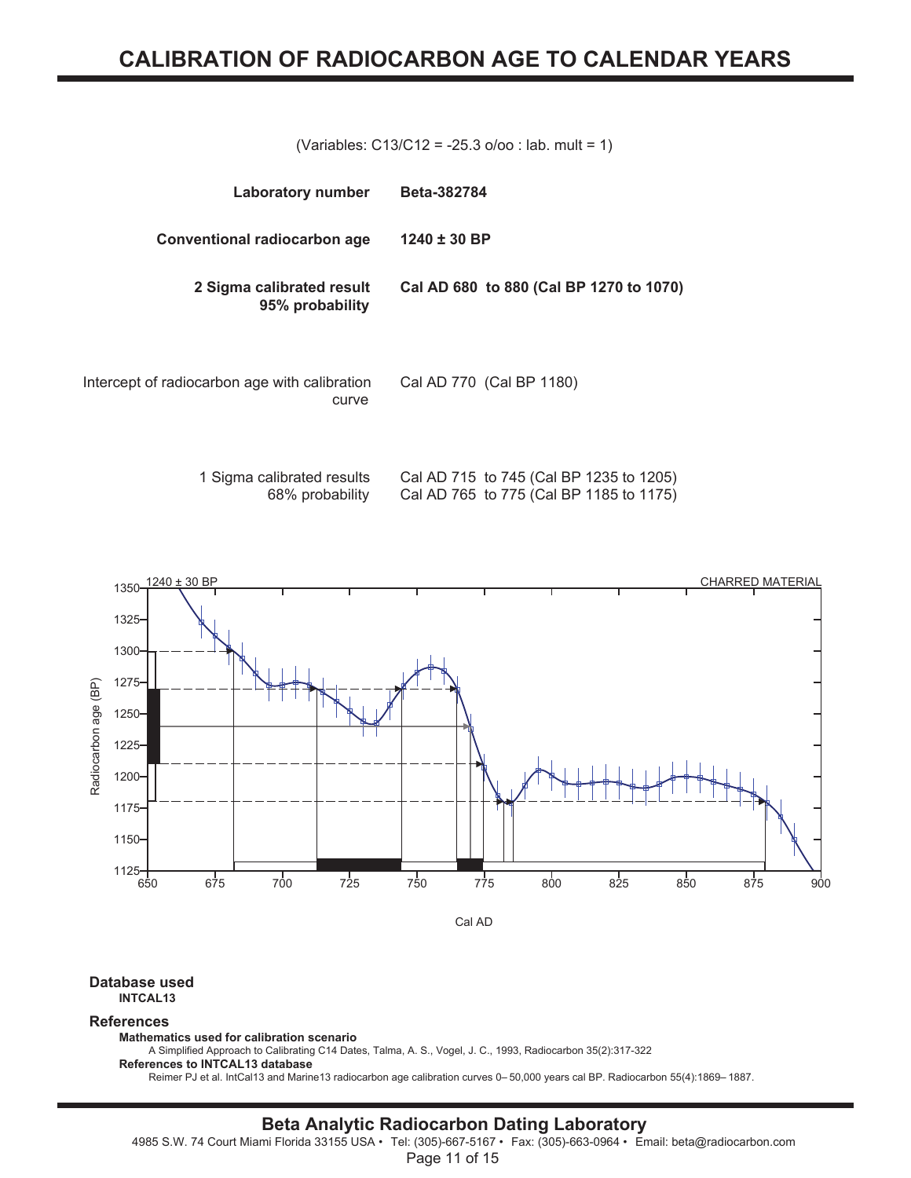# CALIBRATION OF RADIOCARBON AGE TO CALENDAR YEARS

(Variables: C13/C12 = -25.3 o/oo : lab. mult = 1)

| | |
|---|---|
| **Laboratory number** | **Beta-382784** |
| **Conventional radiocarbon age** | **1240 ± 30 BP** |
| **2 Sigma calibrated result 95% probability** | **Cal AD 680 to 880 (Cal BP 1270 to 1070)** |
| Intercept of radiocarbon age with calibration curve | Cal AD 770 (Cal BP 1180) |
| 1 Sigma calibrated results 68% probability | Cal AD 715 to 745 (Cal BP 1235 to 1205)<br>Cal AD 765 to 775 (Cal BP 1185 to 1175) |

1240 ± 30 BP — CHARRED MATERIAL

Radiocarbon age (BP)

Cal AD

**Database used**
**INTCAL13**

**References**

**Mathematics used for calibration scenario**
A Simplified Approach to Calibrating C14 Dates, Talma, A. S., Vogel, J. C., 1993, Radiocarbon 35(2):317-322

**References to INTCAL13 database**
Reimer PJ et al. IntCal13 and Marine13 radiocarbon age calibration curves 0– 50,000 years cal BP. Radiocarbon 55(4):1869– 1887.

**Beta Analytic Radiocarbon Dating Laboratory**
4985 S.W. 74 Court Miami Florida 33155 USA • Tel: (305)-667-5167 • Fax: (305)-663-0964 • Email: beta@radiocarbon.com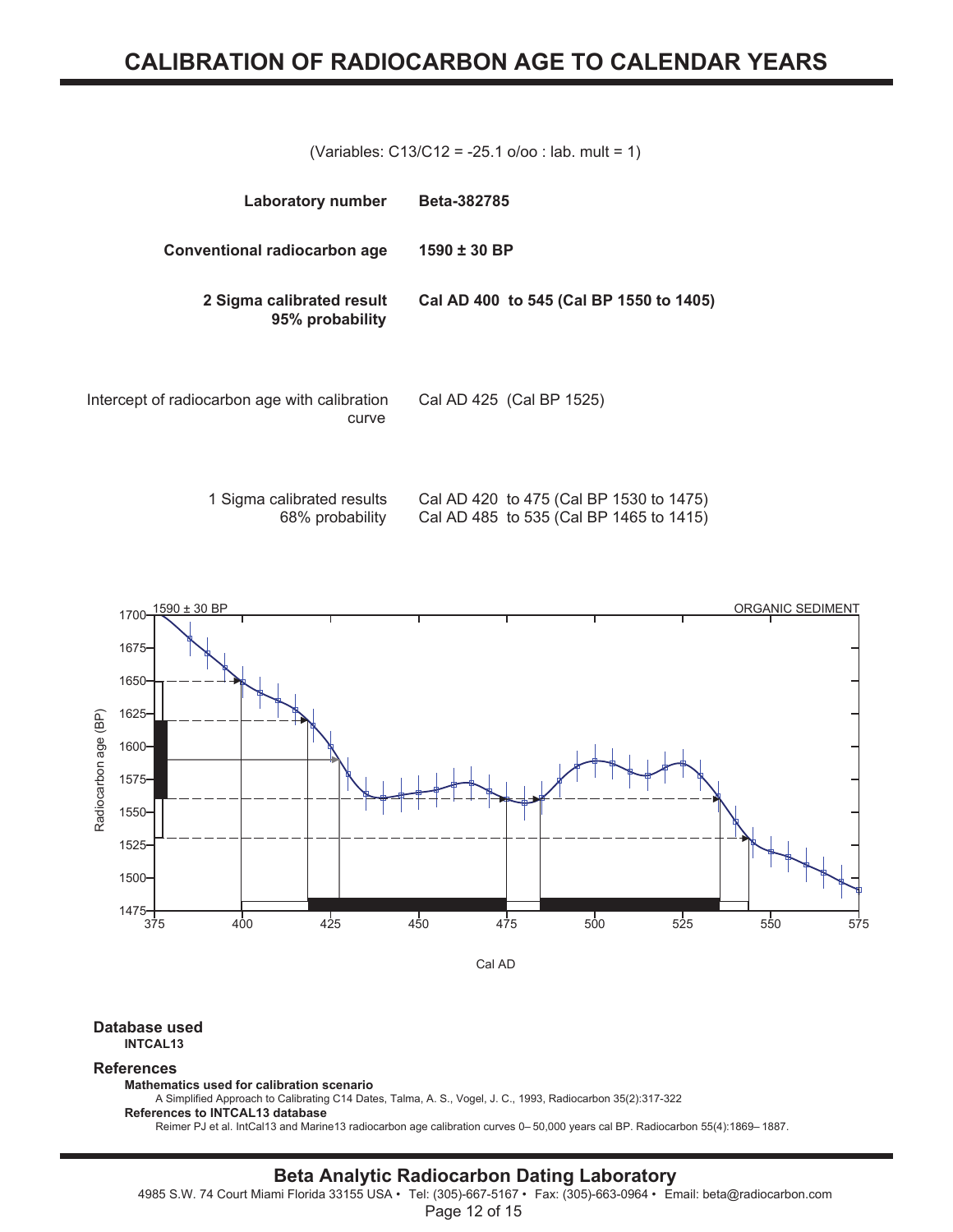# CALIBRATION OF RADIOCARBON AGE TO CALENDAR YEARS

(Variables: C13/C12 = -25.1 o/oo : lab. mult = 1)

| | |
|---|---|
| **Laboratory number** | **Beta-382785** |
| **Conventional radiocarbon age** | **1590 ± 30 BP** |
| **2 Sigma calibrated result 95% probability** | **Cal AD 400 to 545 (Cal BP 1550 to 1405)** |
| Intercept of radiocarbon age with calibration curve | Cal AD 425 (Cal BP 1525) |
| 1 Sigma calibrated results 68% probability | Cal AD 420 to 475 (Cal BP 1530 to 1475)<br>Cal AD 485 to 535 (Cal BP 1465 to 1415) |

1590 ± 30 BP ORGANIC SEDIMENT

Radiocarbon age (BP)

Cal AD

**Database used**
**INTCAL13**

**References**
**Mathematics used for calibration scenario**
A Simplified Approach to Calibrating C14 Dates, Talma, A. S., Vogel, J. C., 1993, Radiocarbon 35(2):317-322
**References to INTCAL13 database**
Reimer PJ et al. IntCal13 and Marine13 radiocarbon age calibration curves 0– 50,000 years cal BP. Radiocarbon 55(4):1869– 1887.

**Beta Analytic Radiocarbon Dating Laboratory**
4985 S.W. 74 Court Miami Florida 33155 USA • Tel: (305)-667-5167 • Fax: (305)-663-0964 • Email: beta@radiocarbon.com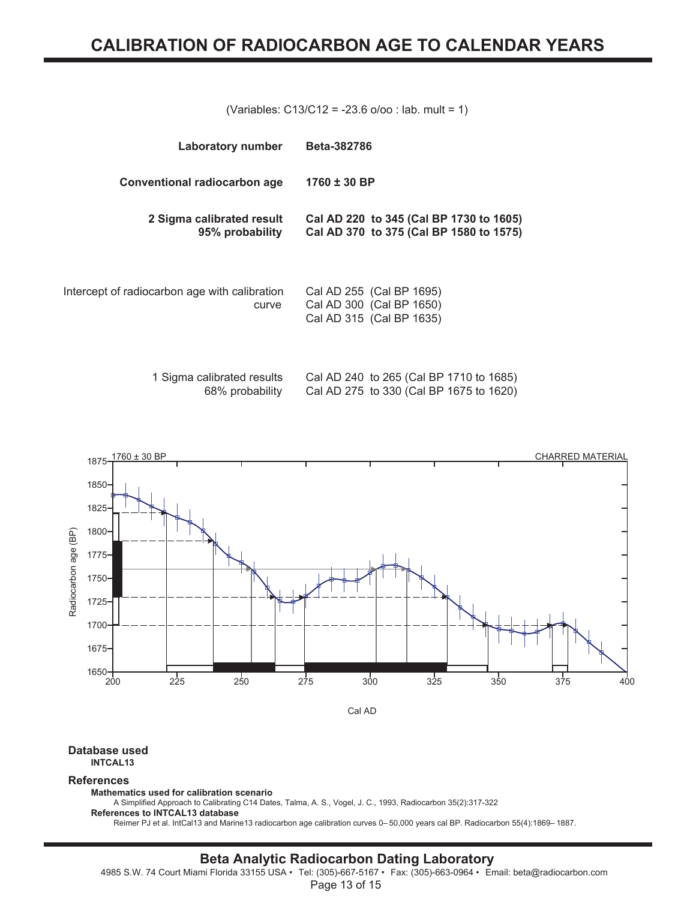# CALIBRATION OF RADIOCARBON AGE TO CALENDAR YEARS

(Variables: C13/C12 = -23.6 o/oo : lab. mult = 1)

| | |
|---|---|
| **Laboratory number** | **Beta-382786** |
| **Conventional radiocarbon age** | **1760 ± 30 BP** |
| **2 Sigma calibrated result 95% probability** | **Cal AD 220 to 345 (Cal BP 1730 to 1605)**<br>**Cal AD 370 to 375 (Cal BP 1580 to 1575)** |
| Intercept of radiocarbon age with calibration curve | Cal AD 255 (Cal BP 1695)<br>Cal AD 300 (Cal BP 1650)<br>Cal AD 315 (Cal BP 1635) |
| 1 Sigma calibrated results 68% probability | Cal AD 240 to 265 (Cal BP 1710 to 1685)<br>Cal AD 275 to 330 (Cal BP 1675 to 1620) |

1760 ± 30 BP — CHARRED MATERIAL

Radiocarbon age (BP) vs. Cal AD

**Database used**
**INTCAL13**

**References**

**Mathematics used for calibration scenario**
A Simplified Approach to Calibrating C14 Dates, Talma, A. S., Vogel, J. C., 1993, Radiocarbon 35(2):317-322

**References to INTCAL13 database**
Reimer PJ et al. IntCal13 and Marine13 radiocarbon age calibration curves 0– 50,000 years cal BP. Radiocarbon 55(4):1869– 1887.

**Beta Analytic Radiocarbon Dating Laboratory**
4985 S.W. 74 Court Miami Florida 33155 USA • Tel: (305)-667-5167 • Fax: (305)-663-0964 • Email: beta@radiocarbon.com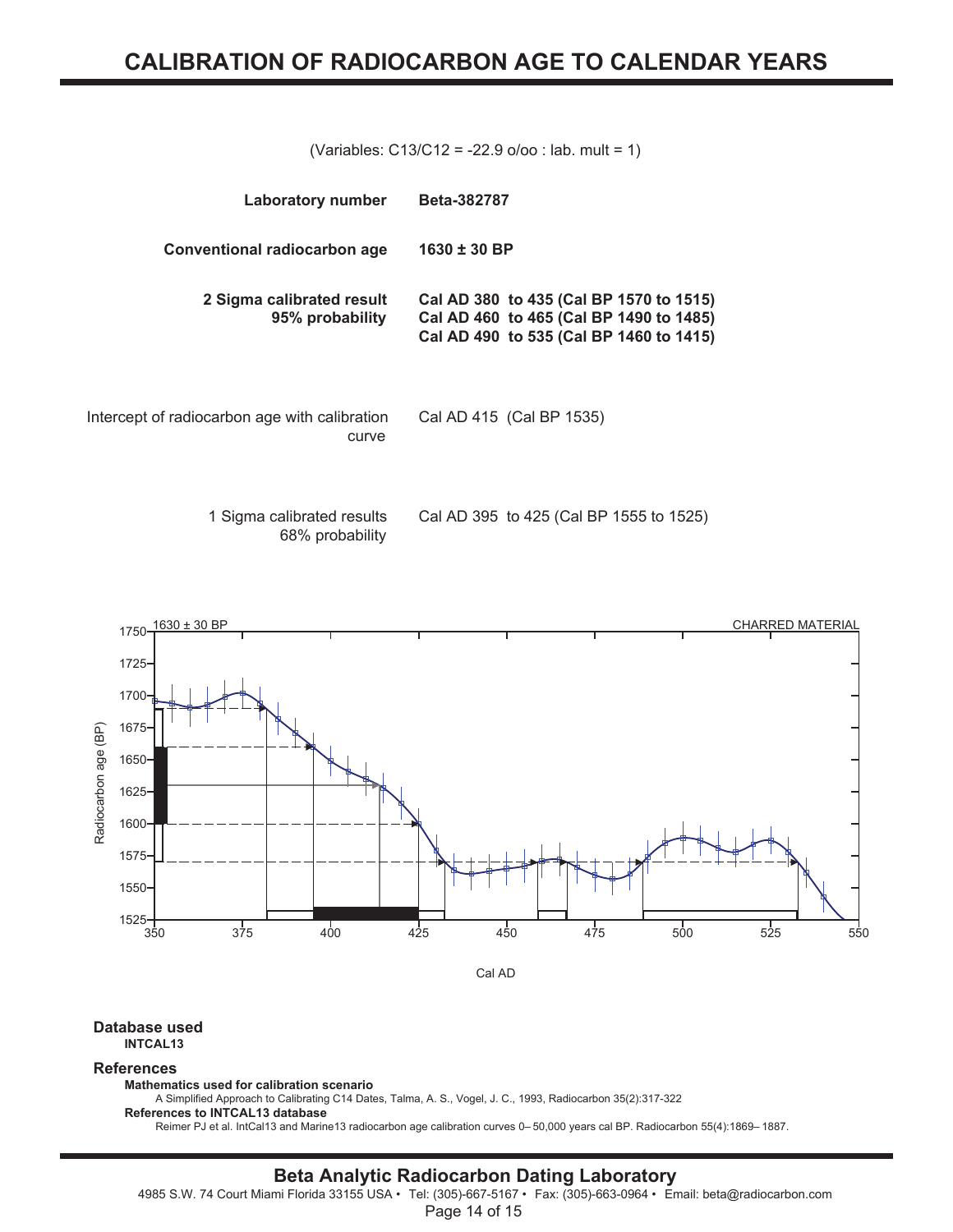# CALIBRATION OF RADIOCARBON AGE TO CALENDAR YEARS

(Variables: C13/C12 = -22.9 o/oo : lab. mult = 1)

| | |
|---|---|
| **Laboratory number** | **Beta-382787** |
| **Conventional radiocarbon age** | **1630 ± 30 BP** |
| **2 Sigma calibrated result 95% probability** | **Cal AD 380 to 435 (Cal BP 1570 to 1515)**<br>**Cal AD 460 to 465 (Cal BP 1490 to 1485)**<br>**Cal AD 490 to 535 (Cal BP 1460 to 1415)** |
| Intercept of radiocarbon age with calibration curve | Cal AD 415 (Cal BP 1535) |
| 1 Sigma calibrated results 68% probability | Cal AD 395 to 425 (Cal BP 1555 to 1525) |

1630 ± 30 BP — CHARRED MATERIAL

Radiocarbon age (BP) vs. Cal AD

**Database used**
**INTCAL13**

**References**

**Mathematics used for calibration scenario**
A Simplified Approach to Calibrating C14 Dates, Talma, A. S., Vogel, J. C., 1993, Radiocarbon 35(2):317-322

**References to INTCAL13 database**
Reimer PJ et al. IntCal13 and Marine13 radiocarbon age calibration curves 0– 50,000 years cal BP. Radiocarbon 55(4):1869– 1887.

**Beta Analytic Radiocarbon Dating Laboratory**
4985 S.W. 74 Court Miami Florida 33155 USA • Tel: (305)-667-5167 • Fax: (305)-663-0964 • Email: beta@radiocarbon.com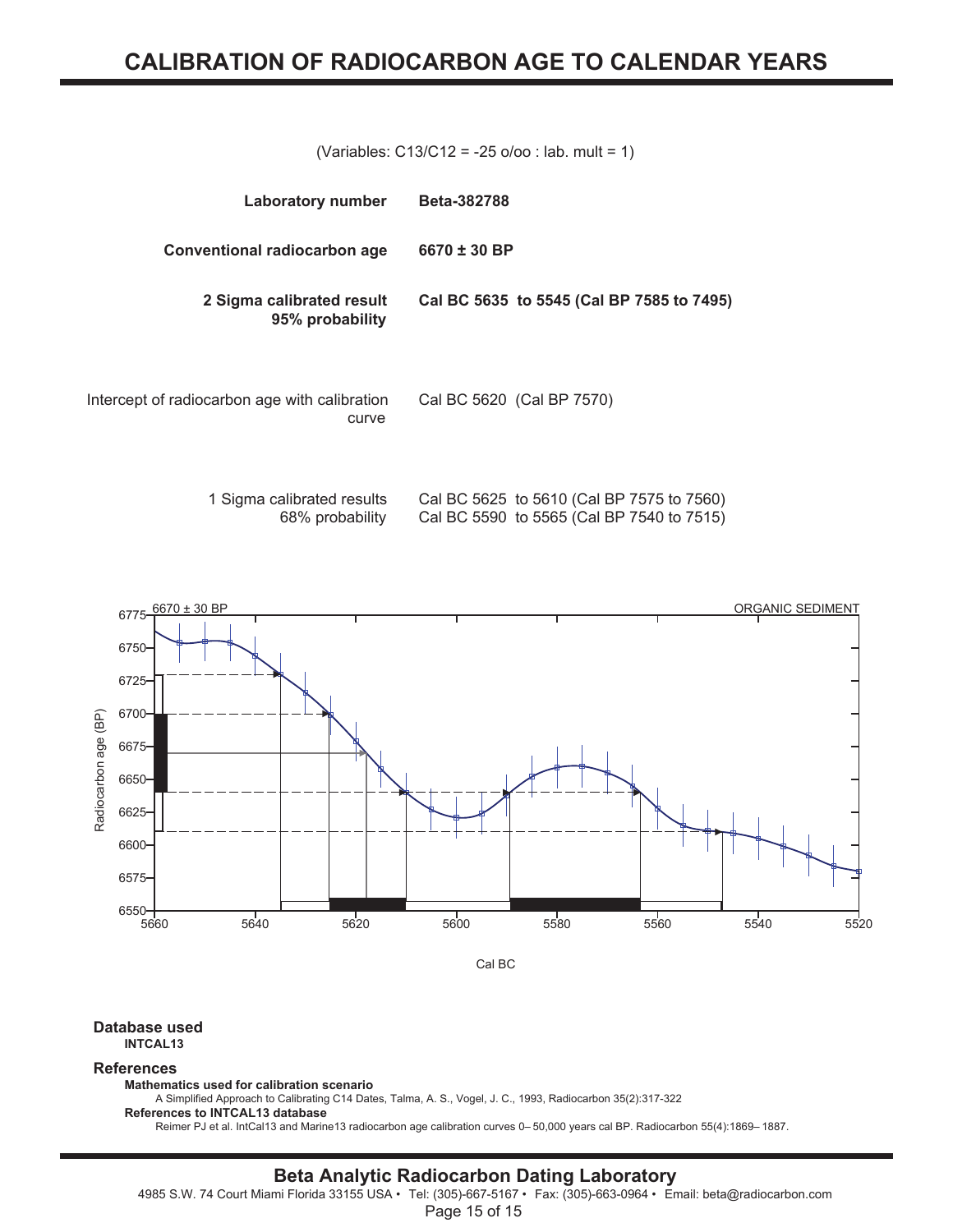# CALIBRATION OF RADIOCARBON AGE TO CALENDAR YEARS

(Variables: C13/C12 = -25 o/oo : lab. mult = 1)

**Laboratory number** **Beta-382788**

**Conventional radiocarbon age** **6670 ± 30 BP**

**2 Sigma calibrated result** **Cal BC 5635 to 5545 (Cal BP 7585 to 7495)**
**95% probability**

Intercept of radiocarbon age with calibration curve Cal BC 5620 (Cal BP 7570)

1 Sigma calibrated results Cal BC 5625 to 5610 (Cal BP 7575 to 7560)
68% probability Cal BC 5590 to 5565 (Cal BP 7540 to 7515)

6670 ± 30 BP

ORGANIC SEDIMENT

Radiocarbon age (BP)

6775
6750
6725
6700
6675
6650
6625
6600
6575
6550

5660 5640 5620 5600 5580 5560 5540 5520

Cal BC

**Database used**
**INTCAL13**

**References**

**Mathematics used for calibration scenario**
A Simplified Approach to Calibrating C14 Dates, Talma, A. S., Vogel, J. C., 1993, Radiocarbon 35(2):317-322

**References to INTCAL13 database**
Reimer PJ et al. IntCal13 and Marine13 radiocarbon age calibration curves 0– 50,000 years cal BP. Radiocarbon 55(4):1869– 1887.

**Beta Analytic Radiocarbon Dating Laboratory**
4985 S.W. 74 Court Miami Florida 33155 USA • Tel: (305)-667-5167 • Fax: (305)-663-0964 • Email: beta@radiocarbon.com